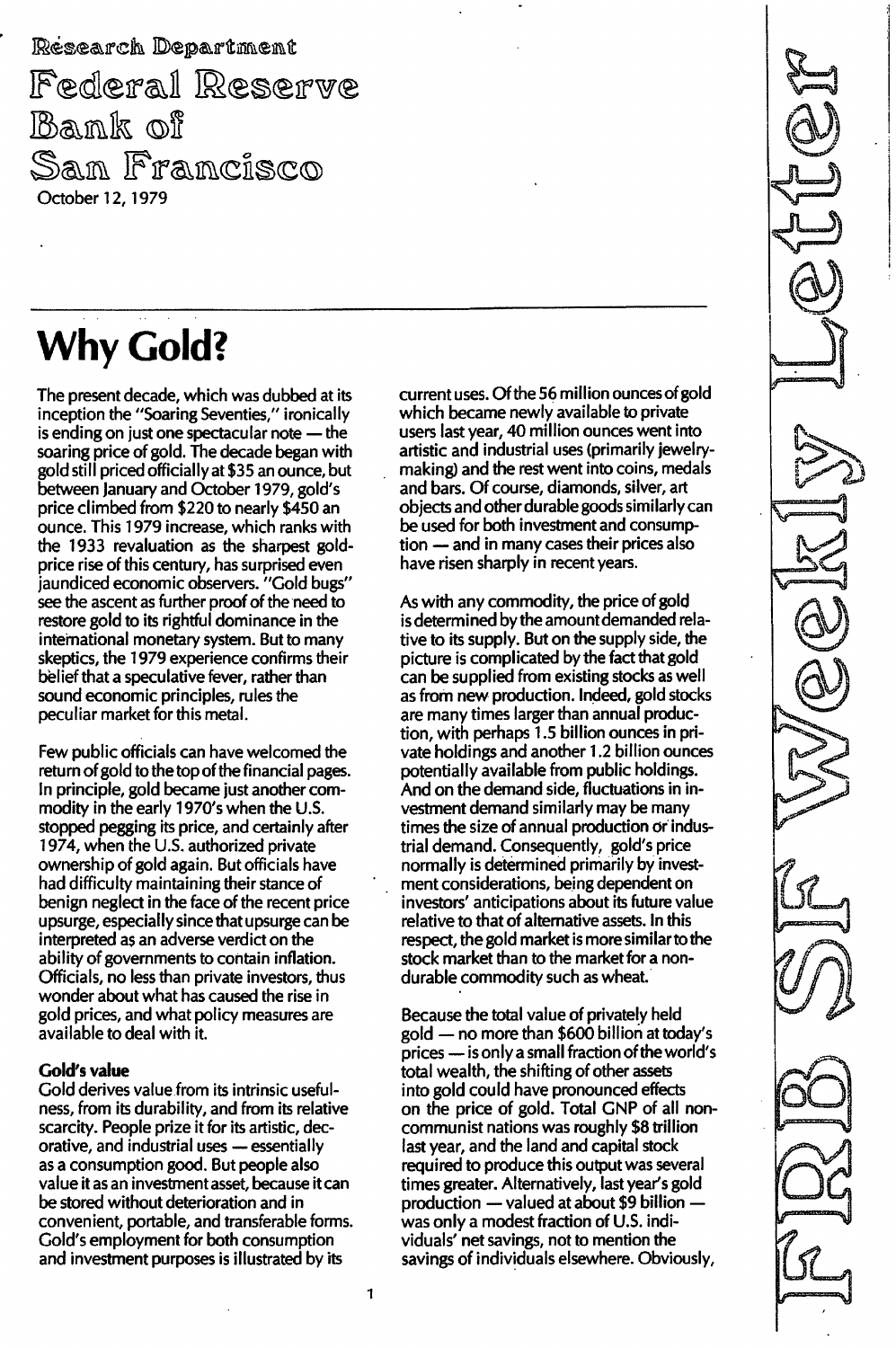Research Department

Federal Reserve Bank of San Francisco

October 12, 1979

# Why Gold?

The present decade, which was dubbed at its inception the "Soaring Seventies," ironically is ending on just one spectacular note — the soaring price of gold. The decade began with gold still priced officially at $35 an ounce, but between January and October 1979, gold's price climbed from $220 to nearly $450 an ounce. This 1979 increase, which ranks with the 1933 revaluation as the sharpest gold-price rise of this century, has surprised even jaundiced economic observers. "Gold bugs" see the ascent as further proof of the need to restore gold to its rightful dominance in the international monetary system. But to many skeptics, the 1979 experience confirms their belief that a speculative fever, rather than sound economic principles, rules the peculiar market for this metal.

Few public officials can have welcomed the return of gold to the top of the financial pages. In principle, gold became just another commodity in the early 1970's when the U.S. stopped pegging its price, and certainly after 1974, when the U.S. authorized private ownership of gold again. But officials have had difficulty maintaining their stance of benign neglect in the face of the recent price upsurge, especially since that upsurge can be interpreted as an adverse verdict on the ability of governments to contain inflation. Officials, no less than private investors, thus wonder about what has caused the rise in gold prices, and what policy measures are available to deal with it.

**Gold's value**

Gold derives value from its intrinsic usefulness, from its durability, and from its relative scarcity. People prize it for its artistic, decorative, and industrial uses — essentially as a consumption good. But people also value it as an investment asset, because it can be stored without deterioration and in convenient, portable, and transferable forms. Gold's employment for both consumption and investment purposes is illustrated by its current uses. Of the 56 million ounces of gold which became newly available to private users last year, 40 million ounces went into artistic and industrial uses (primarily jewelry-making) and the rest went into coins, medals and bars. Of course, diamonds, silver, art objects and other durable goods similarly can be used for both investment and consumption — and in many cases their prices also have risen sharply in recent years.

As with any commodity, the price of gold is determined by the amount demanded relative to its supply. But on the supply side, the picture is complicated by the fact that gold can be supplied from existing stocks as well as from new production. Indeed, gold stocks are many times larger than annual production, with perhaps 1.5 billion ounces in private holdings and another 1.2 billion ounces potentially available from public holdings. And on the demand side, fluctuations in investment demand similarly may be many times the size of annual production or industrial demand. Consequently, gold's price normally is determined primarily by investment considerations, being dependent on investors' anticipations about its future value relative to that of alternative assets. In this respect, the gold market is more similar to the stock market than to the market for a nondurable commodity such as wheat.

Because the total value of privately held gold — no more than $600 billion at today's prices — is only a small fraction of the world's total wealth, the shifting of other assets into gold could have pronounced effects on the price of gold. Total GNP of all non-communist nations was roughly $8 trillion last year, and the land and capital stock required to produce this output was several times greater. Alternatively, last year's gold production — valued at about $9 billion — was only a modest fraction of U.S. individuals' net savings, not to mention the savings of individuals elsewhere. Obviously,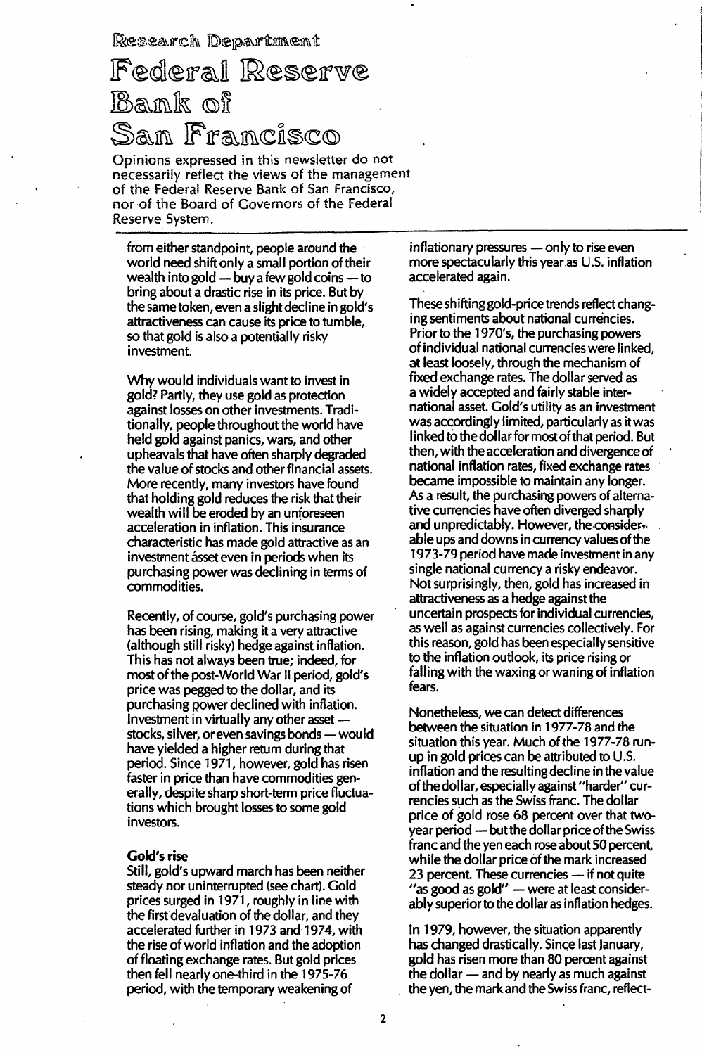from either standpoint, people around the world need shift only a small portion of their wealth into gold — buy a few gold coins — to bring about a drastic rise in its price. But by the same token, even a slight decline in gold's attractiveness can cause its price to tumble, so that gold is also a potentially risky investment.

Why would individuals want to invest in gold? Partly, they use gold as protection against losses on other investments. Traditionally, people throughout the world have held gold against panics, wars, and other upheavals that have often sharply degraded the value of stocks and other financial assets. More recently, many investors have found that holding gold reduces the risk that their wealth will be eroded by an unforeseen acceleration in inflation. This insurance characteristic has made gold attractive as an investment asset even in periods when its purchasing power was declining in terms of commodities.

Recently, of course, gold's purchasing power has been rising, making it a very attractive (although still risky) hedge against inflation. This has not always been true; indeed, for most of the post-World War II period, gold's price was pegged to the dollar, and its purchasing power declined with inflation. Investment in virtually any other asset — stocks, silver, or even savings bonds — would have yielded a higher return during that period. Since 1971, however, gold has risen faster in price than have commodities generally, despite sharp short-term price fluctuations which brought losses to some gold investors.

**Gold's rise**

Still, gold's upward march has been neither steady nor uninterrupted (see chart). Gold prices surged in 1971, roughly in line with the first devaluation of the dollar, and they accelerated further in 1973 and 1974, with the rise of world inflation and the adoption of floating exchange rates. But gold prices then fell nearly one-third in the 1975-76 period, with the temporary weakening of inflationary pressures — only to rise even more spectacularly this year as U.S. inflation accelerated again.

These shifting gold-price trends reflect changing sentiments about national currencies. Prior to the 1970's, the purchasing powers of individual national currencies were linked, at least loosely, through the mechanism of fixed exchange rates. The dollar served as a widely accepted and fairly stable international asset. Gold's utility as an investment was accordingly limited, particularly as it was linked to the dollar for most of that period. But then, with the acceleration and divergence of national inflation rates, fixed exchange rates became impossible to maintain any longer. As a result, the purchasing powers of alternative currencies have often diverged sharply and unpredictably. However, the considerable ups and downs in currency values of the 1973-79 period have made investment in any single national currency a risky endeavor. Not surprisingly, then, gold has increased in attractiveness as a hedge against the uncertain prospects for individual currencies, as well as against currencies collectively. For this reason, gold has been especially sensitive to the inflation outlook, its price rising or falling with the waxing or waning of inflation fears.

Nonetheless, we can detect differences between the situation in 1977-78 and the situation this year. Much of the 1977-78 run-up in gold prices can be attributed to U.S. inflation and the resulting decline in the value of the dollar, especially against "harder" currencies such as the Swiss franc. The dollar price of gold rose 68 percent over that two-year period — but the dollar price of the Swiss franc and the yen each rose about 50 percent, while the dollar price of the mark increased 23 percent. These currencies — if not quite "as good as gold" — were at least considerably superior to the dollar as inflation hedges.

In 1979, however, the situation apparently has changed drastically. Since last January, gold has risen more than 80 percent against the dollar — and by nearly as much against the yen, the mark and the Swiss franc, reflect-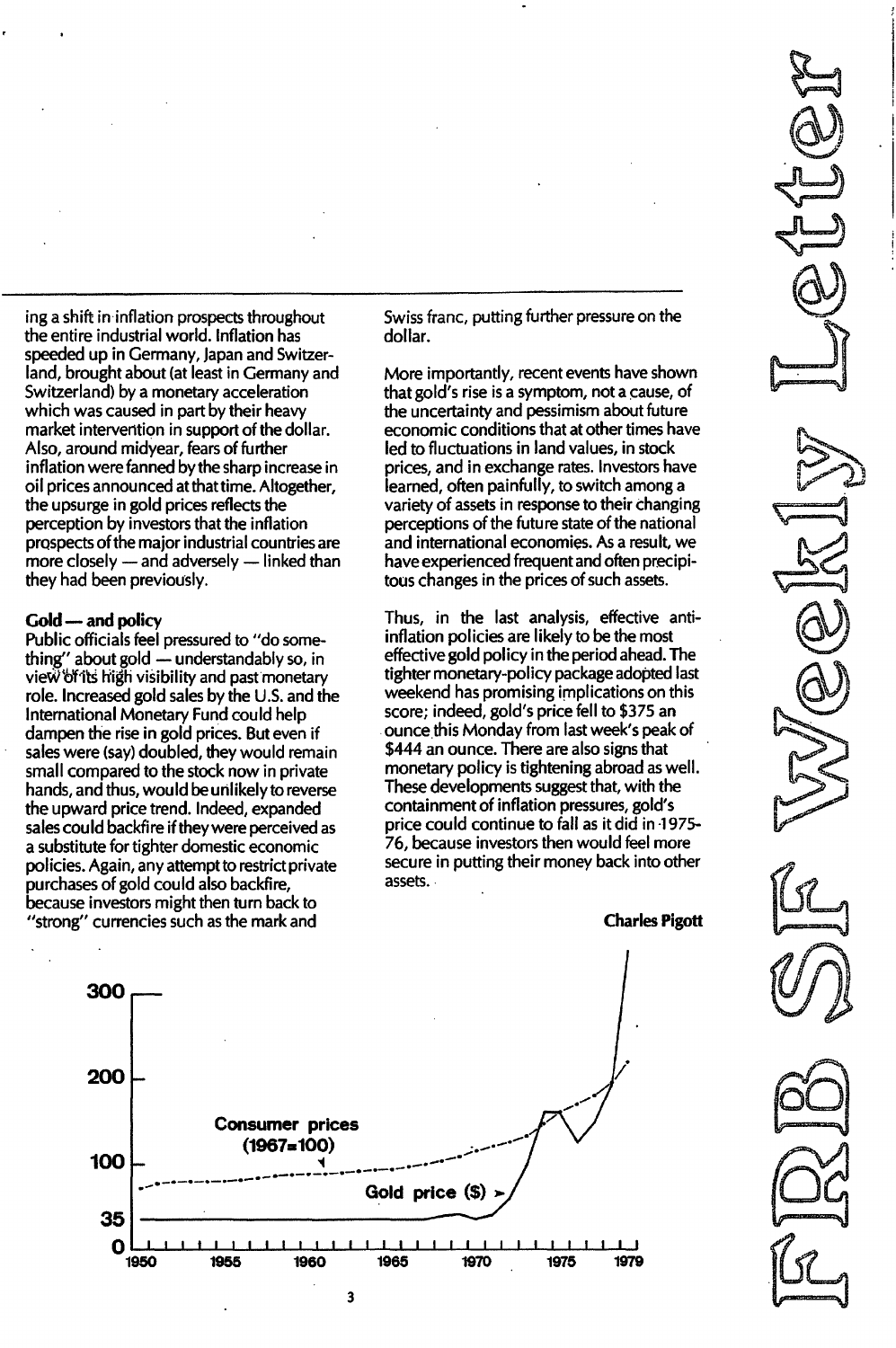ing a shift in inflation prospects throughout the entire industrial world. Inflation has speeded up in Germany, Japan and Switzerland, brought about (at least in Germany and Switzerland) by a monetary acceleration which was caused in part by their heavy market intervention in support of the dollar. Also, around midyear, fears of further inflation were fanned by the sharp increase in oil prices announced at that time. Altogether, the upsurge in gold prices reflects the perception by investors that the inflation prospects of the major industrial countries are more closely — and adversely — linked than they had been previously.

**Gold — and policy**

Public officials feel pressured to "do something" about gold — understandably so, in view of its high visibility and past monetary role. Increased gold sales by the U.S. and the International Monetary Fund could help dampen the rise in gold prices. But even if sales were (say) doubled, they would remain small compared to the stock now in private hands, and thus, would be unlikely to reverse the upward price trend. Indeed, expanded sales could backfire if they were perceived as a substitute for tighter domestic economic policies. Again, any attempt to restrict private purchases of gold could also backfire, because investors might then turn back to "strong" currencies such as the mark and Swiss franc, putting further pressure on the dollar.

More importantly, recent events have shown that gold's rise is a symptom, not a cause, of the uncertainty and pessimism about future economic conditions that at other times have led to fluctuations in land values, in stock prices, and in exchange rates. Investors have learned, often painfully, to switch among a variety of assets in response to their changing perceptions of the future state of the national and international economies. As a result, we have experienced frequent and often precipitous changes in the prices of such assets.

Thus, in the last analysis, effective anti-inflation policies are likely to be the most effective gold policy in the period ahead. The tighter monetary-policy package adopted last weekend has promising implications on this score; indeed, gold's price fell to $375 an ounce this Monday from last week's peak of $444 an ounce. There are also signs that monetary policy is tightening abroad as well. These developments suggest that, with the containment of inflation pressures, gold's price could continue to fall as it did in 1975-76, because investors then would feel more secure in putting their money back into other assets.

**Charles Pigott**

Consumer prices (1967=100)

Gold price ($)

300, 200, 100, 35, 0

1950, 1955, 1960, 1965, 1970, 1975, 1979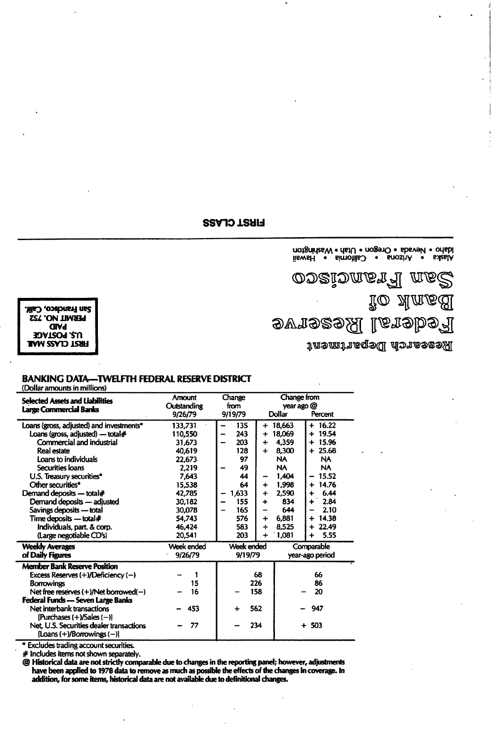Research Department

Federal Reserve Bank of San Francisco

Alaska • Arizona • California • Hawaii
Idaho • Nevada • Oregon • Utah • Washington

FIRST CLASS

FIRST CLASS MAIL
U.S. POSTAGE
PAID
PERMIT NO. 752
San Francisco, Calif.

## BANKING DATA—TWELFTH FEDERAL RESERVE DISTRICT

(Dollar amounts in millions)

| Selected Assets and Liabilities<br>Large Commercial Banks | Amount Outstanding<br>9/26/79 | Change from<br>9/19/79 | Change from year ago @<br>Dollar | <br>Percent |
|---|---|---|---|---|
| Loans (gross, adjusted) and investments* | 133,731 | – 135 | + 18,663 | + 16.22 |
| Loans (gross, adjusted) — total# | 110,550 | – 243 | + 18,069 | + 19.54 |
| Commercial and industrial | 31,673 | – 203 | + 4,359 | + 15.96 |
| Real estate | 40,619 | 128 | + 8,300 | + 25.68 |
| Loans to individuals | 22,673 | 97 | NA | NA |
| Securities loans | 2,219 | – 49 | NA | NA |
| U.S. Treasury securities* | 7,643 | 44 | – 1,404 | – 15.52 |
| Other securities* | 15,538 | 64 | + 1,998 | + 14.76 |
| Demand deposits — total# | 42,785 | – 1,633 | + 2,590 | + 6.44 |
| Demand deposits — adjusted | 30,182 | – 155 | + 834 | + 2.84 |
| Savings deposits — total | 30,078 | – 165 | – 644 | – 2.10 |
| Time deposits — total# | 54,743 | 576 | + 6,881 | + 14.38 |
| Individuals, part. & corp. | 46,424 | 583 | + 8,525 | + 22.49 |
| (Large negotiable CD's) | 20,541 | 203 | + 1,081 | + 5.55 |

| Weekly Averages<br>of Daily Figures | Week ended<br>9/26/79 | Week ended<br>9/19/79 | Comparable<br>year-ago period |
|---|---|---|---|
| **Member Bank Reserve Position** | | | |
| Excess Reserves (+)/Deficiency (–) | – 1 | 68 | 66 |
| Borrowings | 15 | 226 | 86 |
| Net free reserves (+)/Net borrowed(–) | – 16 | – 158 | – 20 |
| **Federal Funds — Seven Large Banks** | | | |
| Net interbank transactions<br>[Purchases (+)/Sales (–)] | – 453 | + 562 | – 947 |
| Net, U.S. Securities dealer transactions<br>[Loans (+)/Borrowings (–)] | – 77 | – 234 | + 503 |

\* Excludes trading account securities.

\# Includes items not shown separately.

**@ Historical data are not strictly comparable due to changes in the reporting panel; however, adjustments have been applied to 1978 data to remove as much as possible the effects of the changes in coverage. In addition, for some items, historical data are not available due to definitional changes.**